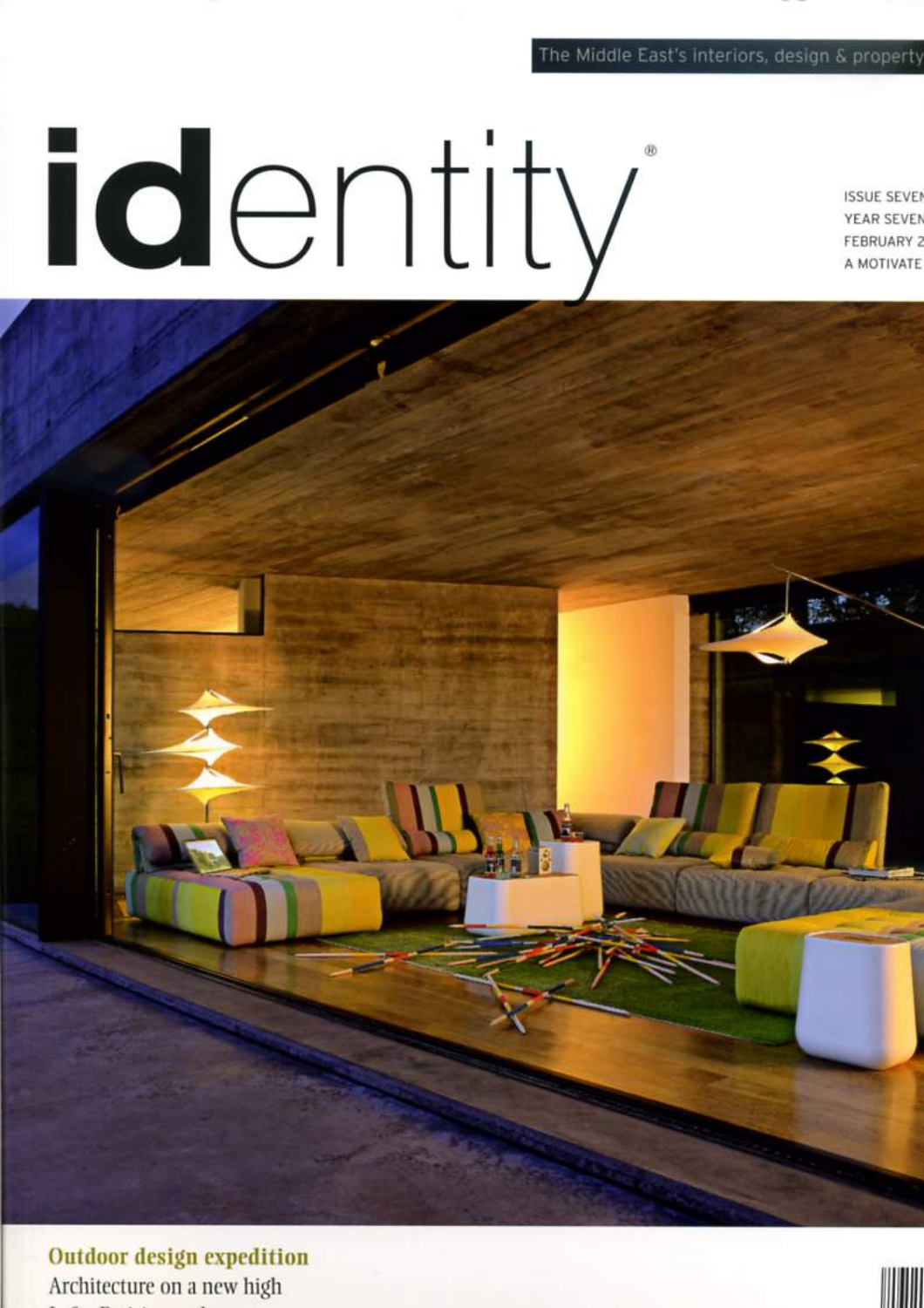The Middle East's interiors, design & property

# identity®

ISSUE SEVEN
YEAR SEVEN
FEBRUARY 2
A MOTIVATE

**Outdoor design expedition**

Architecture on a new high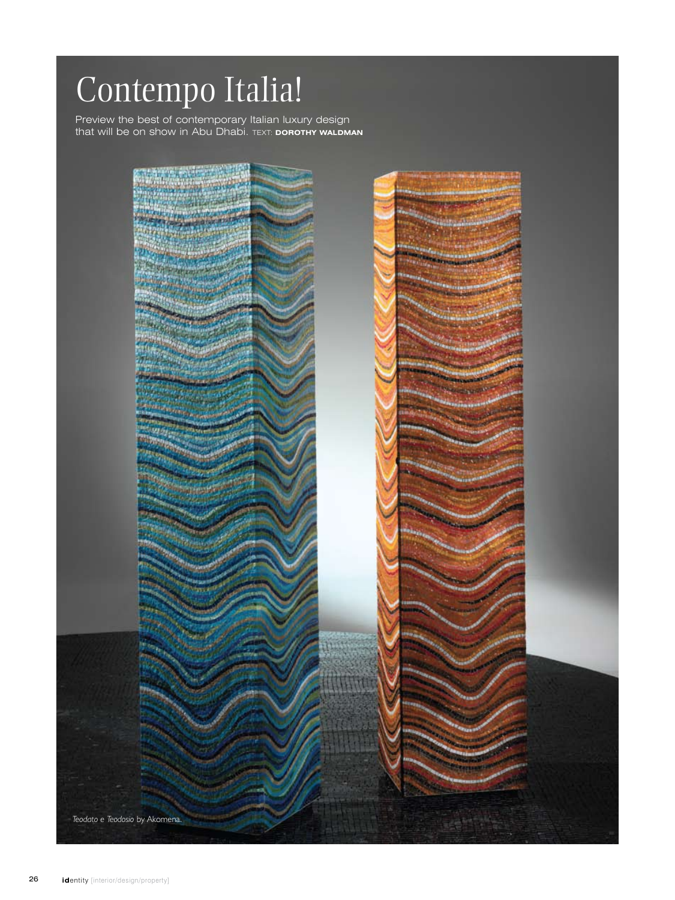# Contempo Italia!

Preview the best of contemporary Italian luxury design that will be on show in Abu Dhabi. TEXT: **DOROTHY WALDMAN**

*Teodato e Teodosio* by Akomena.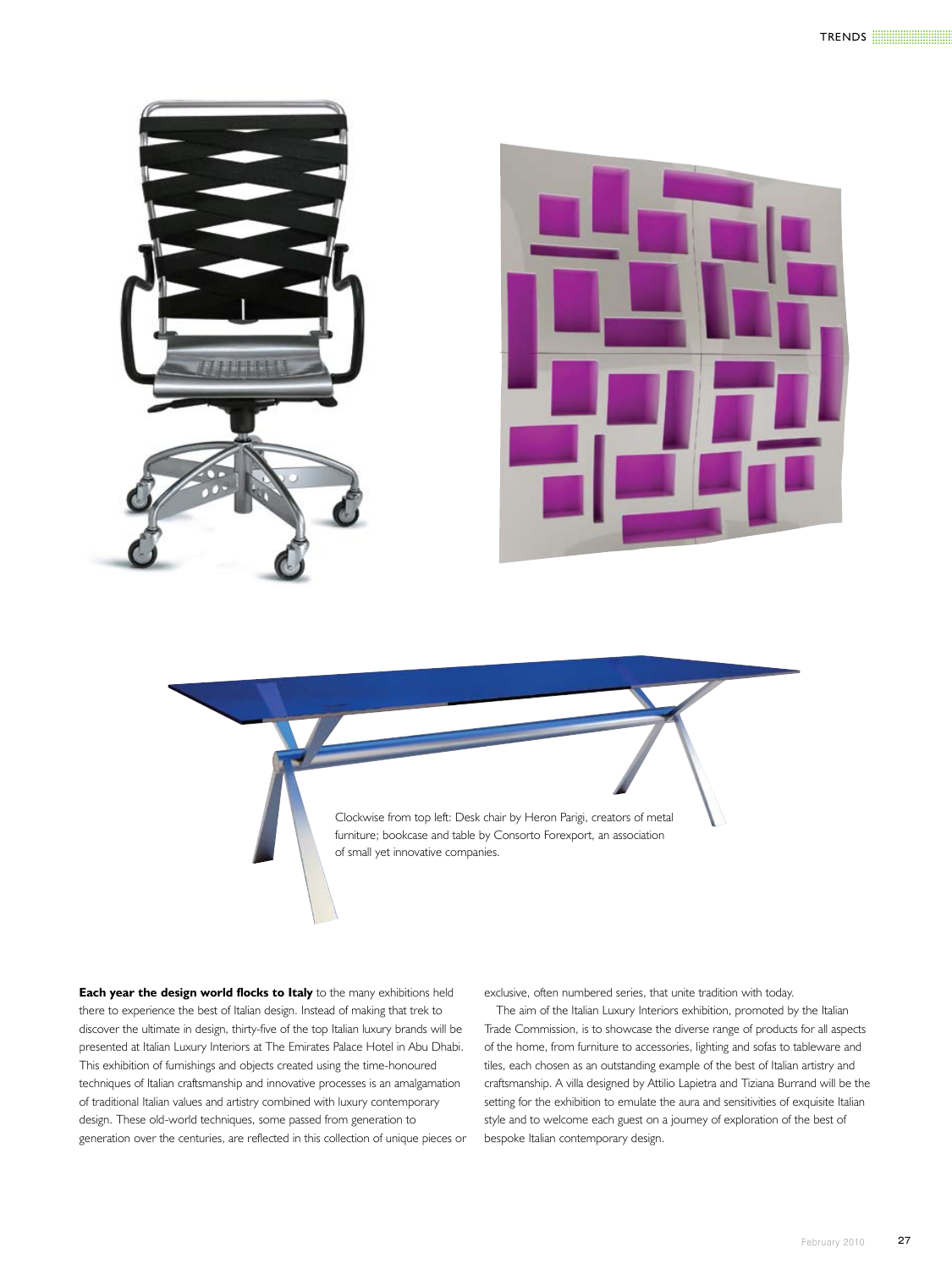Clockwise from top left: Desk chair by Heron Parigi, creators of metal furniture; bookcase and table by Consorto Forexport, an association of small yet innovative companies.

**Each year the design world flocks to Italy** to the many exhibitions held there to experience the best of Italian design. Instead of making that trek to discover the ultimate in design, thirty-five of the top Italian luxury brands will be presented at Italian Luxury Interiors at The Emirates Palace Hotel in Abu Dhabi. This exhibition of furnishings and objects created using the time-honoured techniques of Italian craftsmanship and innovative processes is an amalgamation of traditional Italian values and artistry combined with luxury contemporary design. These old-world techniques, some passed from generation to generation over the centuries, are reflected in this collection of unique pieces or exclusive, often numbered series, that unite tradition with today.

The aim of the Italian Luxury Interiors exhibition, promoted by the Italian Trade Commission, is to showcase the diverse range of products for all aspects of the home, from furniture to accessories, lighting and sofas to tableware and tiles, each chosen as an outstanding example of the best of Italian artistry and craftsmanship. A villa designed by Attilio Lapietra and Tiziana Burrand will be the setting for the exhibition to emulate the aura and sensitivities of exquisite Italian style and to welcome each guest on a journey of exploration of the best of bespoke Italian contemporary design.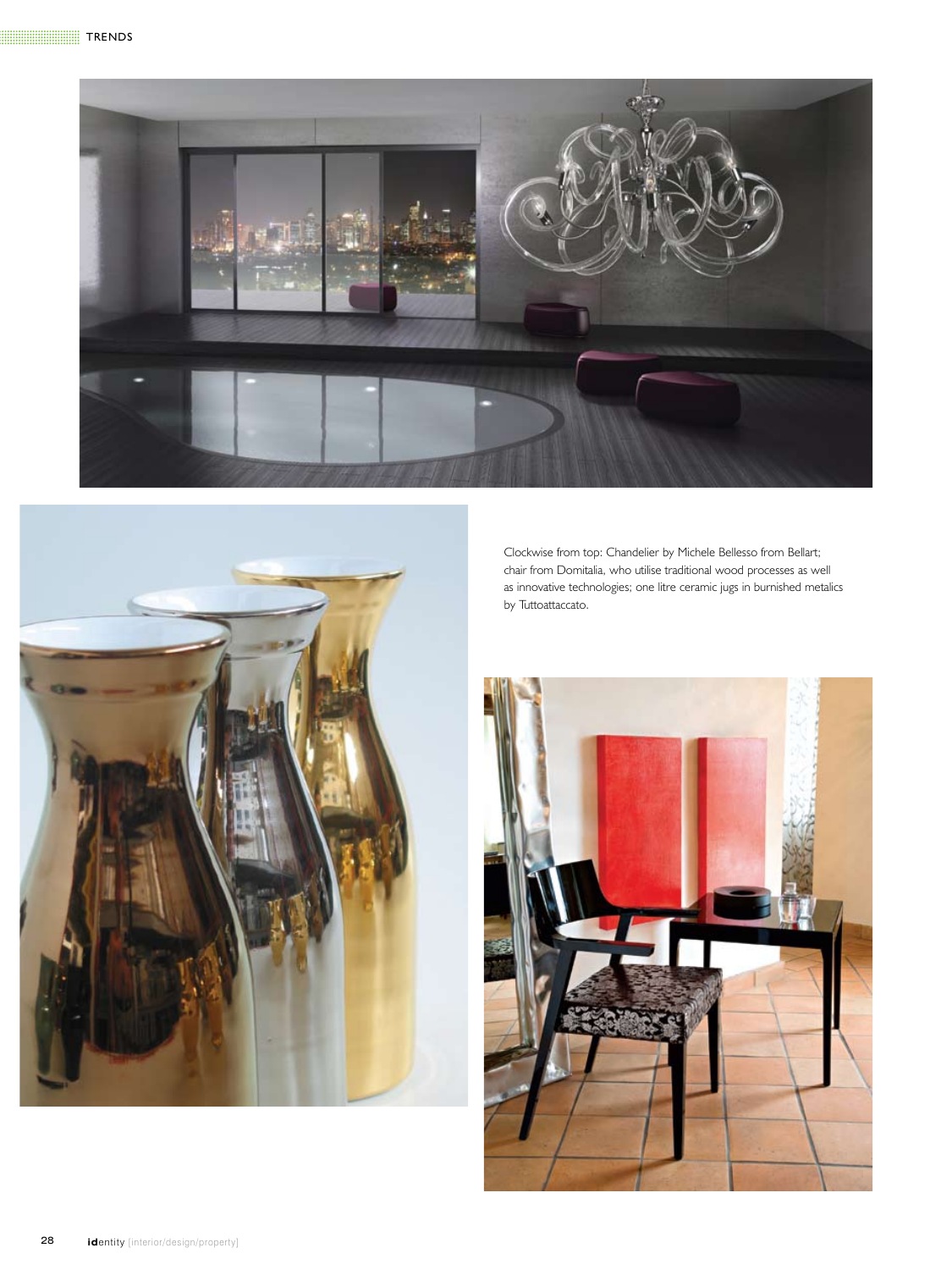Clockwise from top: Chandelier by Michele Bellesso from Bellart; chair from Domitalia, who utilise traditional wood processes as well as innovative technologies; one litre ceramic jugs in burnished metalics by Tuttoattaccato.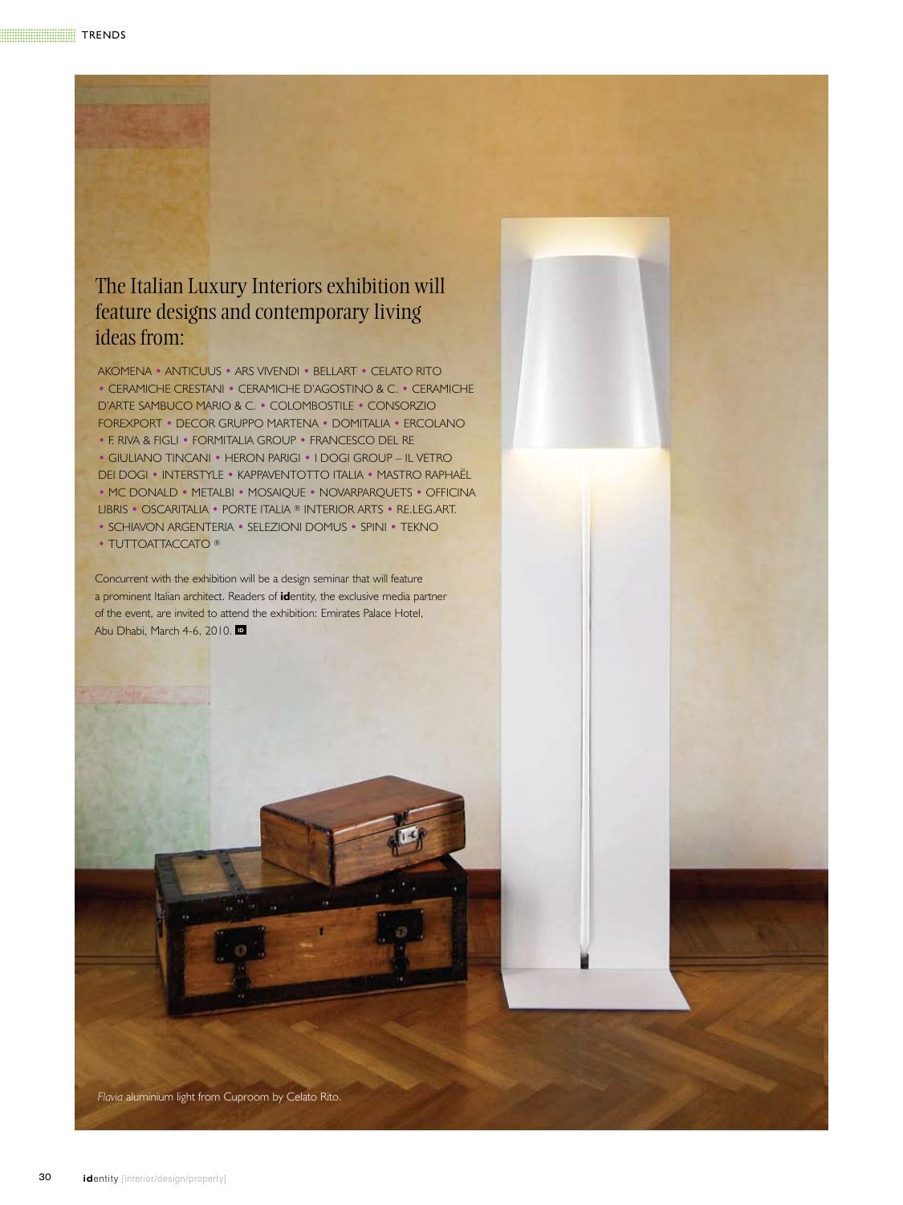## The Italian Luxury Interiors exhibition will feature designs and contemporary living ideas from:

AKOMENA • ANTICUUS • ARS VIVENDI • BELLART • CELATO RITO • CERAMICHE CRESTANI • CERAMICHE D'AGOSTINO & C. • CERAMICHE D'ARTE SAMBUCO MARIO & C. • COLOMBOSTILE • CONSORZIO FOREXPORT • DECOR GRUPPO MARTENA • DOMITALIA • ERCOLANO • F. RIVA & FIGLI • FORMITALIA GROUP • FRANCESCO DEL RE • GIULIANO TINCANI • HERON PARIGI • I DOGI GROUP – IL VETRO DEI DOGI • INTERSTYLE • KAPPAVENTOTTO ITALIA • MASTRO RAPHAËL • MC DONALD • METALBI • MOSAIQUE • NOVARPARQUETS • OFFICINA LIBRIS • OSCARITALIA • PORTE ITALIA ® INTERIOR ARTS • RE.LEG.ART. • SCHIAVON ARGENTERIA • SELEZIONI DOMUS • SPINI • TEKNO • TUTTOATTACCATO ®

Concurrent with the exhibition will be a design seminar that will feature a prominent Italian architect. Readers of **id**entity, the exclusive media partner of the event, are invited to attend the exhibition: Emirates Palace Hotel, Abu Dhabi, March 4-6, 2010.

*Flavia* aluminium light from Cuproom by Celato Rito.